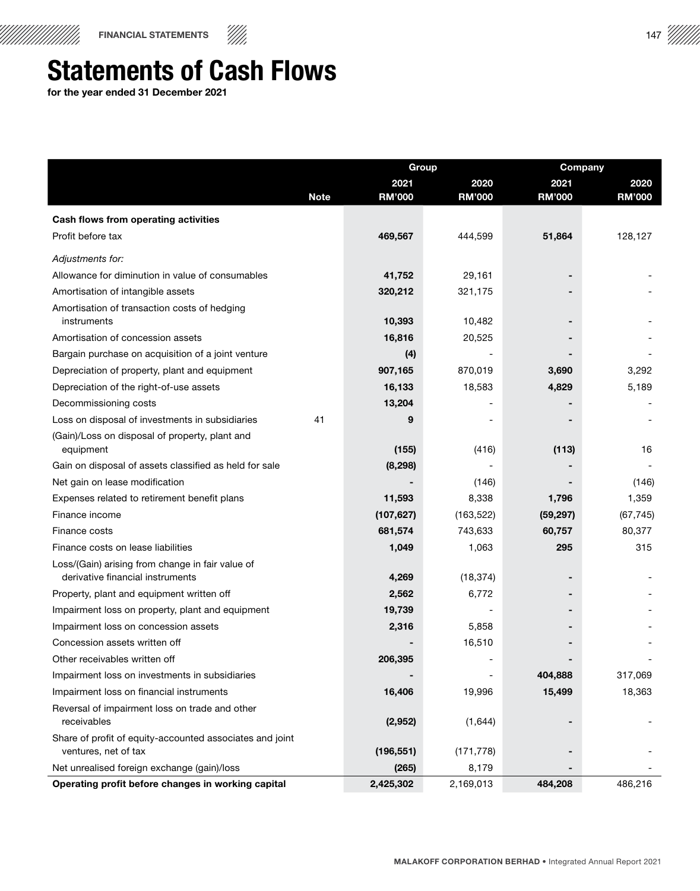# Statements of Cash Flows

**for the year ended 31 December 2021**

| | | Group | | Company | |
|---|---|---|---|---|---|
| | Note | 2021 RM'000 | 2020 RM'000 | 2021 RM'000 | 2020 RM'000 |
| **Cash flows from operating activities** | | | | | |
| Profit before tax | | **469,567** | 444,599 | **51,864** | 128,127 |
| *Adjustments for:* | | | | | |
| Allowance for diminution in value of consumables | | **41,752** | 29,161 | **-** | - |
| Amortisation of intangible assets | | **320,212** | 321,175 | **-** | - |
| Amortisation of transaction costs of hedging instruments | | **10,393** | 10,482 | **-** | - |
| Amortisation of concession assets | | **16,816** | 20,525 | **-** | - |
| Bargain purchase on acquisition of a joint venture | | **(4)** | - | **-** | - |
| Depreciation of property, plant and equipment | | **907,165** | 870,019 | **3,690** | 3,292 |
| Depreciation of the right-of-use assets | | **16,133** | 18,583 | **4,829** | 5,189 |
| Decommissioning costs | | **13,204** | - | **-** | - |
| Loss on disposal of investments in subsidiaries | 41 | **9** | - | **-** | - |
| (Gain)/Loss on disposal of property, plant and equipment | | **(155)** | (416) | **(113)** | 16 |
| Gain on disposal of assets classified as held for sale | | **(8,298)** | - | **-** | - |
| Net gain on lease modification | | **-** | (146) | **-** | (146) |
| Expenses related to retirement benefit plans | | **11,593** | 8,338 | **1,796** | 1,359 |
| Finance income | | **(107,627)** | (163,522) | **(59,297)** | (67,745) |
| Finance costs | | **681,574** | 743,633 | **60,757** | 80,377 |
| Finance costs on lease liabilities | | **1,049** | 1,063 | **295** | 315 |
| Loss/(Gain) arising from change in fair value of derivative financial instruments | | **4,269** | (18,374) | **-** | - |
| Property, plant and equipment written off | | **2,562** | 6,772 | **-** | - |
| Impairment loss on property, plant and equipment | | **19,739** | - | **-** | - |
| Impairment loss on concession assets | | **2,316** | 5,858 | **-** | - |
| Concession assets written off | | **-** | 16,510 | **-** | - |
| Other receivables written off | | **206,395** | - | **-** | - |
| Impairment loss on investments in subsidiaries | | **-** | - | **404,888** | 317,069 |
| Impairment loss on financial instruments | | **16,406** | 19,996 | **15,499** | 18,363 |
| Reversal of impairment loss on trade and other receivables | | **(2,952)** | (1,644) | **-** | - |
| Share of profit of equity-accounted associates and joint ventures, net of tax | | **(196,551)** | (171,778) | **-** | - |
| Net unrealised foreign exchange (gain)/loss | | **(265)** | 8,179 | **-** | - |
| **Operating profit before changes in working capital** | | **2,425,302** | 2,169,013 | **484,208** | 486,216 |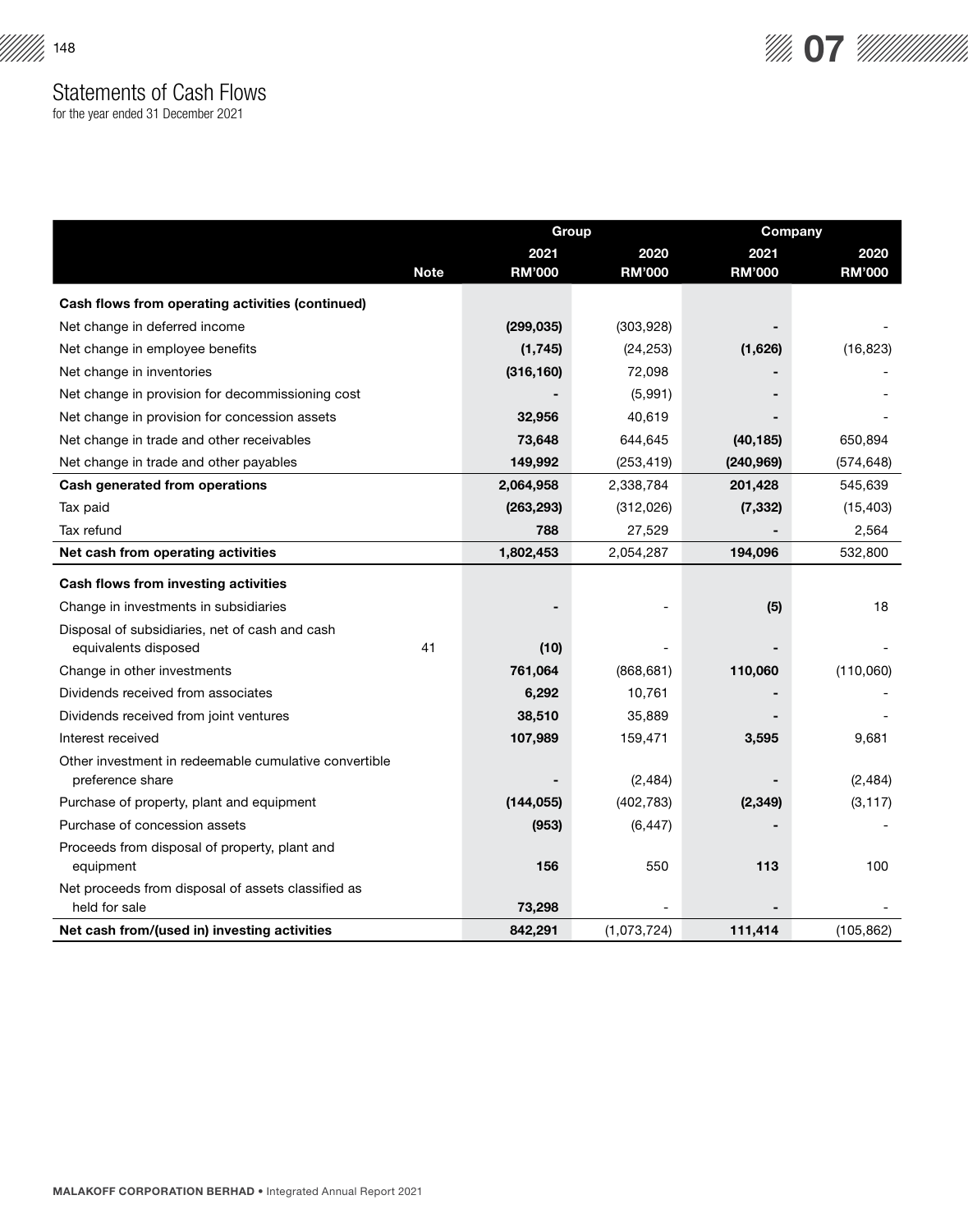# Statements of Cash Flows

for the year ended 31 December 2021

| | Note | Group | | Company | |
|---|---|---|---|---|---|
| | | 2021 RM'000 | 2020 RM'000 | 2021 RM'000 | 2020 RM'000 |
| **Cash flows from operating activities (continued)** | | | | | |
| Net change in deferred income | | **(299,035)** | (303,928) | **-** | - |
| Net change in employee benefits | | **(1,745)** | (24,253) | **(1,626)** | (16,823) |
| Net change in inventories | | **(316,160)** | 72,098 | **-** | - |
| Net change in provision for decommissioning cost | | **-** | (5,991) | **-** | - |
| Net change in provision for concession assets | | **32,956** | 40,619 | **-** | - |
| Net change in trade and other receivables | | **73,648** | 644,645 | **(40,185)** | 650,894 |
| Net change in trade and other payables | | **149,992** | (253,419) | **(240,969)** | (574,648) |
| **Cash generated from operations** | | **2,064,958** | 2,338,784 | **201,428** | 545,639 |
| Tax paid | | **(263,293)** | (312,026) | **(7,332)** | (15,403) |
| Tax refund | | **788** | 27,529 | **-** | 2,564 |
| **Net cash from operating activities** | | **1,802,453** | 2,054,287 | **194,096** | 532,800 |
| **Cash flows from investing activities** | | | | | |
| Change in investments in subsidiaries | | **-** | - | **(5)** | 18 |
| Disposal of subsidiaries, net of cash and cash equivalents disposed | 41 | **(10)** | - | **-** | - |
| Change in other investments | | **761,064** | (868,681) | **110,060** | (110,060) |
| Dividends received from associates | | **6,292** | 10,761 | **-** | - |
| Dividends received from joint ventures | | **38,510** | 35,889 | **-** | - |
| Interest received | | **107,989** | 159,471 | **3,595** | 9,681 |
| Other investment in redeemable cumulative convertible preference share | | **-** | (2,484) | **-** | (2,484) |
| Purchase of property, plant and equipment | | **(144,055)** | (402,783) | **(2,349)** | (3,117) |
| Purchase of concession assets | | **(953)** | (6,447) | **-** | - |
| Proceeds from disposal of property, plant and equipment | | **156** | 550 | **113** | 100 |
| Net proceeds from disposal of assets classified as held for sale | | **73,298** | - | **-** | - |
| **Net cash from/(used in) investing activities** | | **842,291** | (1,073,724) | **111,414** | (105,862) |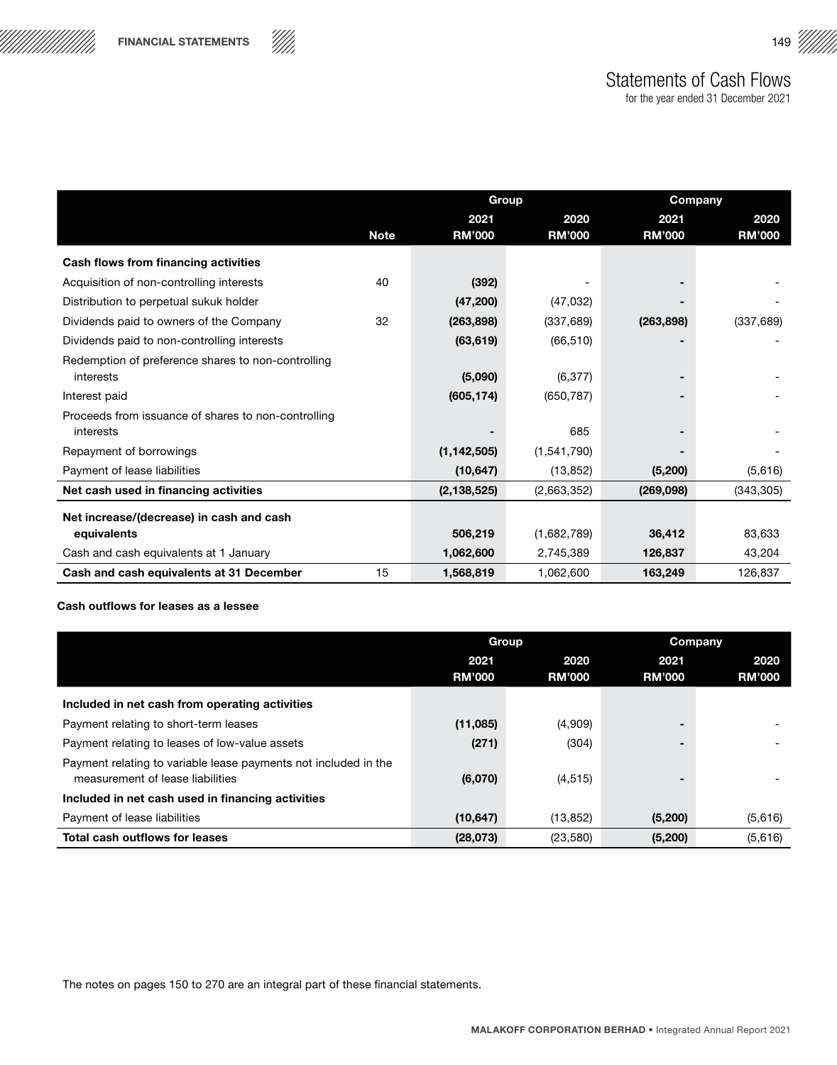# Statements of Cash Flows

for the year ended 31 December 2021

| | | Group | | Company | |
|---|---|---|---|---|---|
| | | 2021 | 2020 | 2021 | 2020 |
| | Note | RM'000 | RM'000 | RM'000 | RM'000 |
| **Cash flows from financing activities** | | | | | |
| Acquisition of non-controlling interests | 40 | **(392)** | - | **-** | - |
| Distribution to perpetual sukuk holder | | **(47,200)** | (47,032) | **-** | - |
| Dividends paid to owners of the Company | 32 | **(263,898)** | (337,689) | **(263,898)** | (337,689) |
| Dividends paid to non-controlling interests | | **(63,619)** | (66,510) | **-** | - |
| Redemption of preference shares to non-controlling interests | | **(5,090)** | (6,377) | **-** | - |
| Interest paid | | **(605,174)** | (650,787) | **-** | - |
| Proceeds from issuance of shares to non-controlling interests | | **-** | 685 | **-** | - |
| Repayment of borrowings | | **(1,142,505)** | (1,541,790) | **-** | - |
| Payment of lease liabilities | | **(10,647)** | (13,852) | **(5,200)** | (5,616) |
| **Net cash used in financing activities** | | **(2,138,525)** | (2,663,352) | **(269,098)** | (343,305) |
| **Net increase/(decrease) in cash and cash equivalents** | | **506,219** | (1,682,789) | **36,412** | 83,633 |
| Cash and cash equivalents at 1 January | | **1,062,600** | 2,745,389 | **126,837** | 43,204 |
| **Cash and cash equivalents at 31 December** | 15 | **1,568,819** | 1,062,600 | **163,249** | 126,837 |

**Cash outflows for leases as a lessee**

| | Group | | Company | |
|---|---|---|---|---|
| | 2021 | 2020 | 2021 | 2020 |
| | RM'000 | RM'000 | RM'000 | RM'000 |
| **Included in net cash from operating activities** | | | | |
| Payment relating to short-term leases | **(11,085)** | (4,909) | **-** | - |
| Payment relating to leases of low-value assets | **(271)** | (304) | **-** | - |
| Payment relating to variable lease payments not included in the measurement of lease liabilities | **(6,070)** | (4,515) | **-** | - |
| **Included in net cash used in financing activities** | | | | |
| Payment of lease liabilities | **(10,647)** | (13,852) | **(5,200)** | (5,616) |
| **Total cash outflows for leases** | **(28,073)** | (23,580) | **(5,200)** | (5,616) |

The notes on pages 150 to 270 are an integral part of these financial statements.